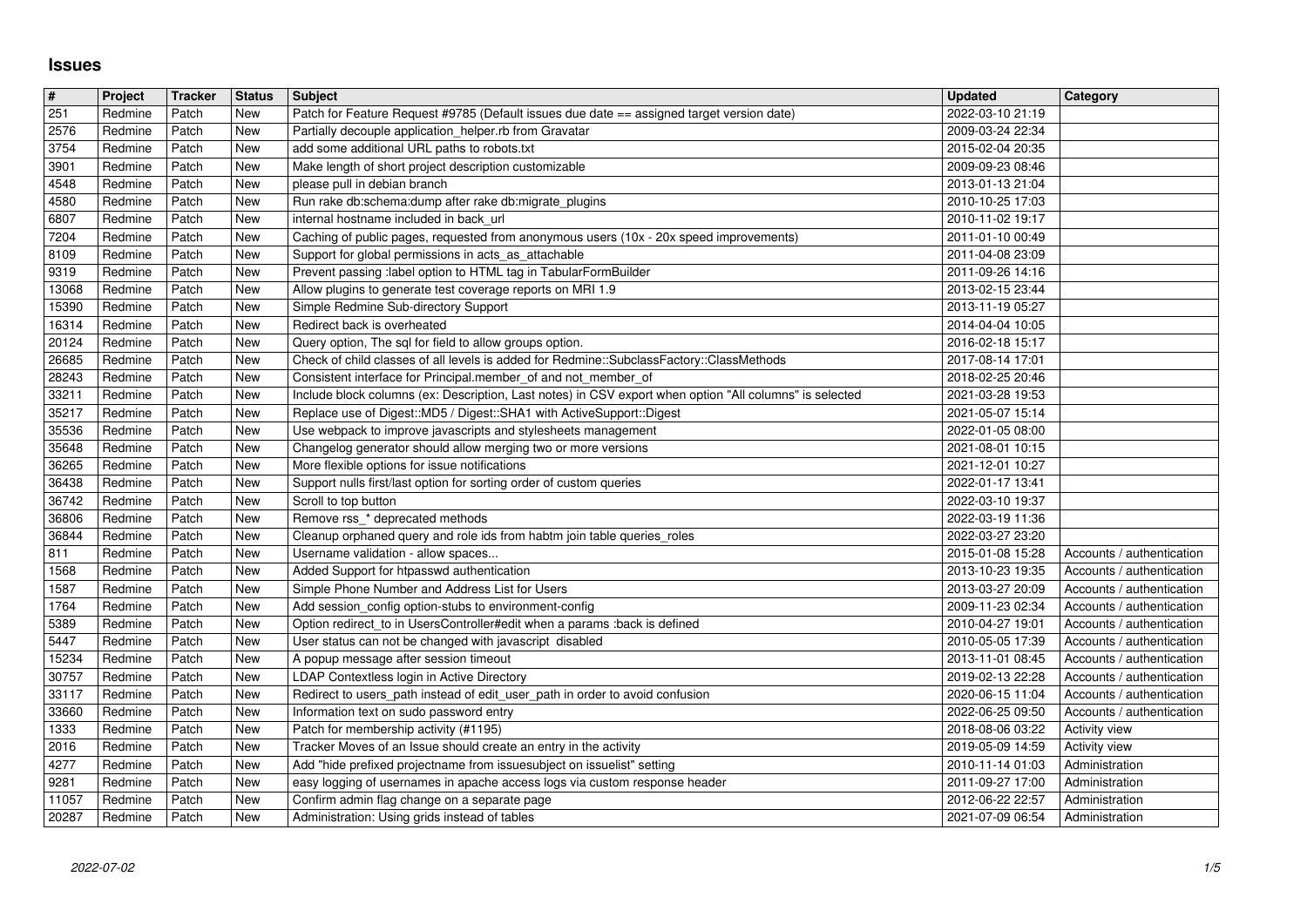# Issues

| # | Project | Tracker | Status | Subject | Updated | Category |
|---|---|---|---|---|---|---|
| 251 | Redmine | Patch | New | Patch for Feature Request #9785 (Default issues due date == assigned target version date) | 2022-03-10 21:19 | |
| 2576 | Redmine | Patch | New | Partially decouple application_helper.rb from Gravatar | 2009-03-24 22:34 | |
| 3754 | Redmine | Patch | New | add some additional URL paths to robots.txt | 2015-02-04 20:35 | |
| 3901 | Redmine | Patch | New | Make length of short project description customizable | 2009-09-23 08:46 | |
| 4548 | Redmine | Patch | New | please pull in debian branch | 2013-01-13 21:04 | |
| 4580 | Redmine | Patch | New | Run rake db:schema:dump after rake db:migrate_plugins | 2010-10-25 17:03 | |
| 6807 | Redmine | Patch | New | internal hostname included in back_url | 2010-11-02 19:17 | |
| 7204 | Redmine | Patch | New | Caching of public pages, requested from anonymous users (10x - 20x speed improvements) | 2011-01-10 00:49 | |
| 8109 | Redmine | Patch | New | Support for global permissions in acts_as_attachable | 2011-04-08 23:09 | |
| 9319 | Redmine | Patch | New | Prevent passing :label option to HTML tag in TabularFormBuilder | 2011-09-26 14:16 | |
| 13068 | Redmine | Patch | New | Allow plugins to generate test coverage reports on MRI 1.9 | 2013-02-15 23:44 | |
| 15390 | Redmine | Patch | New | Simple Redmine Sub-directory Support | 2013-11-19 05:27 | |
| 16314 | Redmine | Patch | New | Redirect back is overheated | 2014-04-04 10:05 | |
| 20124 | Redmine | Patch | New | Query option, The sql for field to allow groups option. | 2016-02-18 15:17 | |
| 26685 | Redmine | Patch | New | Check of child classes of all levels is added for Redmine::SubclassFactory::ClassMethods | 2017-08-14 17:01 | |
| 28243 | Redmine | Patch | New | Consistent interface for Principal.member_of and not_member_of | 2018-02-25 20:46 | |
| 33211 | Redmine | Patch | New | Include block columns (ex: Description, Last notes) in CSV export when option "All columns" is selected | 2021-03-28 19:53 | |
| 35217 | Redmine | Patch | New | Replace use of Digest::MD5 / Digest::SHA1 with ActiveSupport::Digest | 2021-05-07 15:14 | |
| 35536 | Redmine | Patch | New | Use webpack to improve javascripts and stylesheets management | 2022-01-05 08:00 | |
| 35648 | Redmine | Patch | New | Changelog generator should allow merging two or more versions | 2021-08-01 10:15 | |
| 36265 | Redmine | Patch | New | More flexible options for issue notifications | 2021-12-01 10:27 | |
| 36438 | Redmine | Patch | New | Support nulls first/last option for sorting order of custom queries | 2022-01-17 13:41 | |
| 36742 | Redmine | Patch | New | Scroll to top button | 2022-03-10 19:37 | |
| 36806 | Redmine | Patch | New | Remove rss_* deprecated methods | 2022-03-19 11:36 | |
| 36844 | Redmine | Patch | New | Cleanup orphaned query and role ids from habtm join table queries_roles | 2022-03-27 23:20 | |
| 811 | Redmine | Patch | New | Username validation - allow spaces... | 2015-01-08 15:28 | Accounts / authentication |
| 1568 | Redmine | Patch | New | Added Support for htpasswd authentication | 2013-10-23 19:35 | Accounts / authentication |
| 1587 | Redmine | Patch | New | Simple Phone Number and Address List for Users | 2013-03-27 20:09 | Accounts / authentication |
| 1764 | Redmine | Patch | New | Add session_config option-stubs to environment-config | 2009-11-23 02:34 | Accounts / authentication |
| 5389 | Redmine | Patch | New | Option redirect_to in UsersController#edit when a params :back is defined | 2010-04-27 19:01 | Accounts / authentication |
| 5447 | Redmine | Patch | New | User status can not be changed with javascript disabled | 2010-05-05 17:39 | Accounts / authentication |
| 15234 | Redmine | Patch | New | A popup message after session timeout | 2013-11-01 08:45 | Accounts / authentication |
| 30757 | Redmine | Patch | New | LDAP Contextless login in Active Directory | 2019-02-13 22:28 | Accounts / authentication |
| 33117 | Redmine | Patch | New | Redirect to users_path instead of edit_user_path in order to avoid confusion | 2020-06-15 11:04 | Accounts / authentication |
| 33660 | Redmine | Patch | New | Information text on sudo password entry | 2022-06-25 09:50 | Accounts / authentication |
| 1333 | Redmine | Patch | New | Patch for membership activity (#1195) | 2018-08-06 03:22 | Activity view |
| 2016 | Redmine | Patch | New | Tracker Moves of an Issue should create an entry in the activity | 2019-05-09 14:59 | Activity view |
| 4277 | Redmine | Patch | New | Add "hide prefixed projectname from issuesubject on issuelist" setting | 2010-11-14 01:03 | Administration |
| 9281 | Redmine | Patch | New | easy logging of usernames in apache access logs via custom response header | 2011-09-27 17:00 | Administration |
| 11057 | Redmine | Patch | New | Confirm admin flag change on a separate page | 2012-06-22 22:57 | Administration |
| 20287 | Redmine | Patch | New | Administration: Using grids instead of tables | 2021-07-09 06:54 | Administration |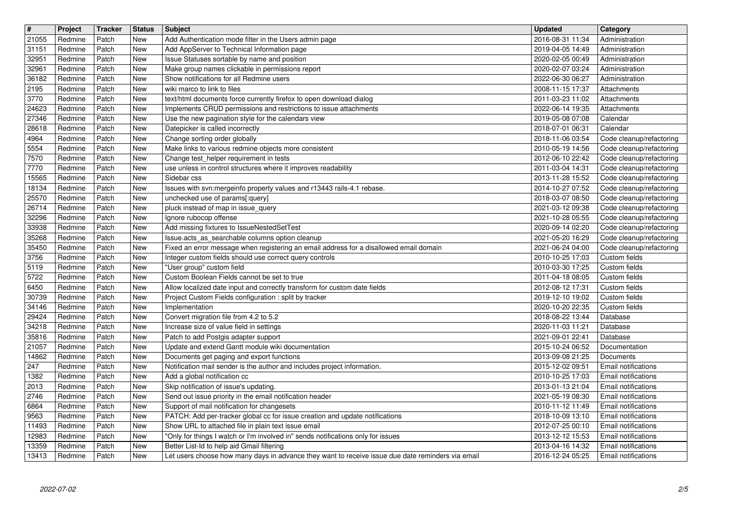| # | Project | Tracker | Status | Subject | Updated | Category |
|---|---|---|---|---|---|---|
| 21055 | Redmine | Patch | New | Add Authentication mode filter in the Users admin page | 2016-08-31 11:34 | Administration |
| 31151 | Redmine | Patch | New | Add AppServer to Technical Information page | 2019-04-05 14:49 | Administration |
| 32951 | Redmine | Patch | New | Issue Statuses sortable by name and position | 2020-02-05 00:49 | Administration |
| 32961 | Redmine | Patch | New | Make group names clickable in permissions report | 2020-02-07 03:24 | Administration |
| 36182 | Redmine | Patch | New | Show notifications for all Redmine users | 2022-06-30 06:27 | Administration |
| 2195 | Redmine | Patch | New | wiki marco to link to files | 2008-11-15 17:37 | Attachments |
| 3770 | Redmine | Patch | New | text/html documents force currently firefox to open download dialog | 2011-03-23 11:02 | Attachments |
| 24623 | Redmine | Patch | New | Implements CRUD permissions and restrictions to issue attachments | 2022-06-14 19:35 | Attachments |
| 27346 | Redmine | Patch | New | Use the new pagination style for the calendars view | 2019-05-08 07:08 | Calendar |
| 28618 | Redmine | Patch | New | Datepicker is called incorrectly | 2018-07-01 06:31 | Calendar |
| 4964 | Redmine | Patch | New | Change sorting order globally | 2018-11-06 03:54 | Code cleanup/refactoring |
| 5554 | Redmine | Patch | New | Make links to various redmine objects more consistent | 2010-05-19 14:56 | Code cleanup/refactoring |
| 7570 | Redmine | Patch | New | Change test_helper requirement in tests | 2012-06-10 22:42 | Code cleanup/refactoring |
| 7770 | Redmine | Patch | New | use unless in control structures where it improves readability | 2011-03-04 14:31 | Code cleanup/refactoring |
| 15565 | Redmine | Patch | New | Sidebar css | 2013-11-28 15:52 | Code cleanup/refactoring |
| 18134 | Redmine | Patch | New | Issues with svn:mergeinfo property values and r13443 rails-4.1 rebase. | 2014-10-27 07:52 | Code cleanup/refactoring |
| 25570 | Redmine | Patch | New | unchecked use of params[:query] | 2018-03-07 08:50 | Code cleanup/refactoring |
| 26714 | Redmine | Patch | New | pluck instead of map in issue_query | 2021-03-12 09:38 | Code cleanup/refactoring |
| 32296 | Redmine | Patch | New | Ignore rubocop offense | 2021-10-28 05:55 | Code cleanup/refactoring |
| 33938 | Redmine | Patch | New | Add missing fixtures to IssueNestedSetTest | 2020-09-14 02:20 | Code cleanup/refactoring |
| 35268 | Redmine | Patch | New | Issue.acts_as_searchable columns option cleanup | 2021-05-20 16:29 | Code cleanup/refactoring |
| 35450 | Redmine | Patch | New | Fixed an error message when registering an email address for a disallowed email domain | 2021-06-24 04:00 | Code cleanup/refactoring |
| 3756 | Redmine | Patch | New | Integer custom fields should use correct query controls | 2010-10-25 17:03 | Custom fields |
| 5119 | Redmine | Patch | New | "User group" custom field | 2010-03-30 17:25 | Custom fields |
| 5722 | Redmine | Patch | New | Custom Boolean Fields cannot be set to true | 2011-04-18 08:05 | Custom fields |
| 6450 | Redmine | Patch | New | Allow localized date input and correctly transform for custom date fields | 2012-08-12 17:31 | Custom fields |
| 30739 | Redmine | Patch | New | Project Custom Fields configuration : split by tracker | 2019-12-10 19:02 | Custom fields |
| 34146 | Redmine | Patch | New | Implementation | 2020-10-20 22:35 | Custom fields |
| 29424 | Redmine | Patch | New | Convert migration file from 4.2 to 5.2 | 2018-08-22 13:44 | Database |
| 34218 | Redmine | Patch | New | Increase size of value field in settings | 2020-11-03 11:21 | Database |
| 35816 | Redmine | Patch | New | Patch to add Postgis adapter support | 2021-09-01 22:41 | Database |
| 21057 | Redmine | Patch | New | Update and extend Gantt module wiki documentation | 2015-10-24 06:52 | Documentation |
| 14862 | Redmine | Patch | New | Documents get paging and export functions | 2013-09-08 21:25 | Documents |
| 247 | Redmine | Patch | New | Notification mail sender is the author and includes project information. | 2015-12-02 09:51 | Email notifications |
| 1382 | Redmine | Patch | New | Add a global notification cc | 2010-10-25 17:03 | Email notifications |
| 2013 | Redmine | Patch | New | Skip notification of issue's updating. | 2013-01-13 21:04 | Email notifications |
| 2746 | Redmine | Patch | New | Send out issue priority in the email notification header | 2021-05-19 08:30 | Email notifications |
| 6864 | Redmine | Patch | New | Support of mail notification for changesets | 2010-11-12 11:49 | Email notifications |
| 9563 | Redmine | Patch | New | PATCH: Add per-tracker global cc for issue creation and update notifications | 2018-10-09 13:10 | Email notifications |
| 11493 | Redmine | Patch | New | Show URL to attached file in plain text issue email | 2012-07-25 00:10 | Email notifications |
| 12983 | Redmine | Patch | New | "Only for things I watch or I'm involved in" sends notifications only for issues | 2013-12-12 15:53 | Email notifications |
| 13359 | Redmine | Patch | New | Better List-Id to help aid Gmail filtering | 2013-04-16 14:32 | Email notifications |
| 13413 | Redmine | Patch | New | Let users choose how many days in advance they want to receive issue due date reminders via email | 2016-12-24 05:25 | Email notifications |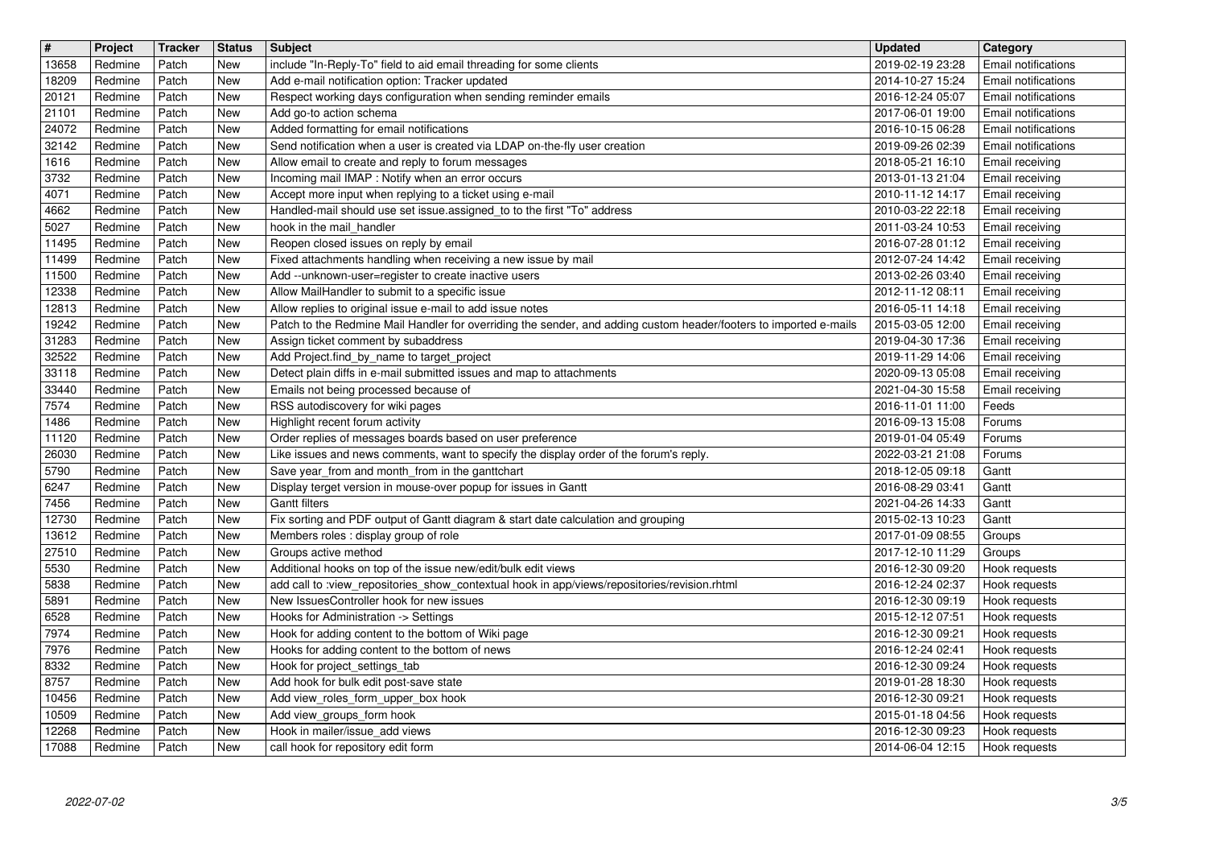| # | Project | Tracker | Status | Subject | Updated | Category |
|---|---|---|---|---|---|---|
| 13658 | Redmine | Patch | New | include "In-Reply-To" field to aid email threading for some clients | 2019-02-19 23:28 | Email notifications |
| 18209 | Redmine | Patch | New | Add e-mail notification option: Tracker updated | 2014-10-27 15:24 | Email notifications |
| 20121 | Redmine | Patch | New | Respect working days configuration when sending reminder emails | 2016-12-24 05:07 | Email notifications |
| 21101 | Redmine | Patch | New | Add go-to action schema | 2017-06-01 19:00 | Email notifications |
| 24072 | Redmine | Patch | New | Added formatting for email notifications | 2016-10-15 06:28 | Email notifications |
| 32142 | Redmine | Patch | New | Send notification when a user is created via LDAP on-the-fly user creation | 2019-09-26 02:39 | Email notifications |
| 1616 | Redmine | Patch | New | Allow email to create and reply to forum messages | 2018-05-21 16:10 | Email receiving |
| 3732 | Redmine | Patch | New | Incoming mail IMAP : Notify when an error occurs | 2013-01-13 21:04 | Email receiving |
| 4071 | Redmine | Patch | New | Accept more input when replying to a ticket using e-mail | 2010-11-12 14:17 | Email receiving |
| 4662 | Redmine | Patch | New | Handled-mail should use set issue.assigned_to to the first "To" address | 2010-03-22 22:18 | Email receiving |
| 5027 | Redmine | Patch | New | hook in the mail_handler | 2011-03-24 10:53 | Email receiving |
| 11495 | Redmine | Patch | New | Reopen closed issues on reply by email | 2016-07-28 01:12 | Email receiving |
| 11499 | Redmine | Patch | New | Fixed attachments handling when receiving a new issue by mail | 2012-07-24 14:42 | Email receiving |
| 11500 | Redmine | Patch | New | Add --unknown-user=register to create inactive users | 2013-02-26 03:40 | Email receiving |
| 12338 | Redmine | Patch | New | Allow MailHandler to submit to a specific issue | 2012-11-12 08:11 | Email receiving |
| 12813 | Redmine | Patch | New | Allow replies to original issue e-mail to add issue notes | 2016-05-11 14:18 | Email receiving |
| 19242 | Redmine | Patch | New | Patch to the Redmine Mail Handler for overriding the sender, and adding custom header/footers to imported e-mails | 2015-03-05 12:00 | Email receiving |
| 31283 | Redmine | Patch | New | Assign ticket comment by subaddress | 2019-04-30 17:36 | Email receiving |
| 32522 | Redmine | Patch | New | Add Project.find_by_name to target_project | 2019-11-29 14:06 | Email receiving |
| 33118 | Redmine | Patch | New | Detect plain diffs in e-mail submitted issues and map to attachments | 2020-09-13 05:08 | Email receiving |
| 33440 | Redmine | Patch | New | Emails not being processed because of | 2021-04-30 15:58 | Email receiving |
| 7574 | Redmine | Patch | New | RSS autodiscovery for wiki pages | 2016-11-01 11:00 | Feeds |
| 1486 | Redmine | Patch | New | Highlight recent forum activity | 2016-09-13 15:08 | Forums |
| 11120 | Redmine | Patch | New | Order replies of messages boards based on user preference | 2019-01-04 05:49 | Forums |
| 26030 | Redmine | Patch | New | Like issues and news comments, want to specify the display order of the forum's reply. | 2022-03-21 21:08 | Forums |
| 5790 | Redmine | Patch | New | Save year_from and month_from in the ganttchart | 2018-12-05 09:18 | Gantt |
| 6247 | Redmine | Patch | New | Display terget version in mouse-over popup for issues in Gantt | 2016-08-29 03:41 | Gantt |
| 7456 | Redmine | Patch | New | Gantt filters | 2021-04-26 14:33 | Gantt |
| 12730 | Redmine | Patch | New | Fix sorting and PDF output of Gantt diagram & start date calculation and grouping | 2015-02-13 10:23 | Gantt |
| 13612 | Redmine | Patch | New | Members roles : display group of role | 2017-01-09 08:55 | Groups |
| 27510 | Redmine | Patch | New | Groups active method | 2017-12-10 11:29 | Groups |
| 5530 | Redmine | Patch | New | Additional hooks on top of the issue new/edit/bulk edit views | 2016-12-30 09:20 | Hook requests |
| 5838 | Redmine | Patch | New | add call to :view_repositories_show_contextual hook in app/views/repositories/revision.rhtml | 2016-12-24 02:37 | Hook requests |
| 5891 | Redmine | Patch | New | New IssuesController hook for new issues | 2016-12-30 09:19 | Hook requests |
| 6528 | Redmine | Patch | New | Hooks for Administration -> Settings | 2015-12-12 07:51 | Hook requests |
| 7974 | Redmine | Patch | New | Hook for adding content to the bottom of Wiki page | 2016-12-30 09:21 | Hook requests |
| 7976 | Redmine | Patch | New | Hooks for adding content to the bottom of news | 2016-12-24 02:41 | Hook requests |
| 8332 | Redmine | Patch | New | Hook for project_settings_tab | 2016-12-30 09:24 | Hook requests |
| 8757 | Redmine | Patch | New | Add hook for bulk edit post-save state | 2019-01-28 18:30 | Hook requests |
| 10456 | Redmine | Patch | New | Add view_roles_form_upper_box hook | 2016-12-30 09:21 | Hook requests |
| 10509 | Redmine | Patch | New | Add view_groups_form hook | 2015-01-18 04:56 | Hook requests |
| 12268 | Redmine | Patch | New | Hook in mailer/issue_add views | 2016-12-30 09:23 | Hook requests |
| 17088 | Redmine | Patch | New | call hook for repository edit form | 2014-06-04 12:15 | Hook requests |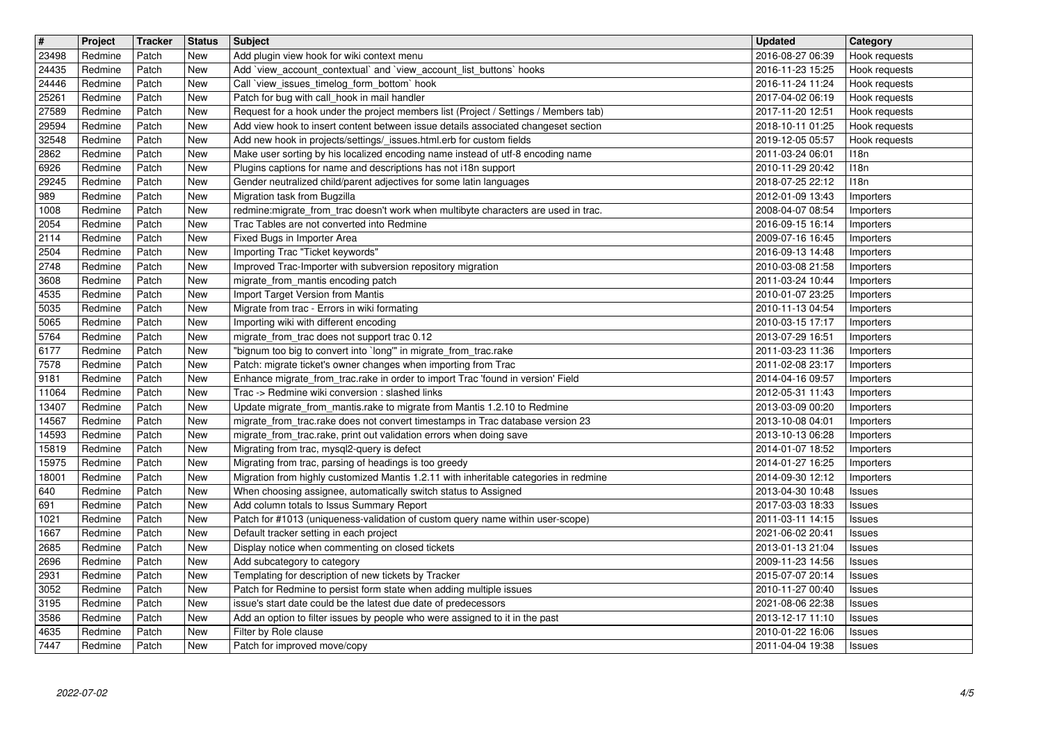| # | Project | Tracker | Status | Subject | Updated | Category |
|---|---|---|---|---|---|---|
| 23498 | Redmine | Patch | New | Add plugin view hook for wiki context menu | 2016-08-27 06:39 | Hook requests |
| 24435 | Redmine | Patch | New | Add `view_account_contextual` and `view_account_list_buttons` hooks | 2016-11-23 15:25 | Hook requests |
| 24446 | Redmine | Patch | New | Call `view_issues_timelog_form_bottom` hook | 2016-11-24 11:24 | Hook requests |
| 25261 | Redmine | Patch | New | Patch for bug with call_hook in mail handler | 2017-04-02 06:19 | Hook requests |
| 27589 | Redmine | Patch | New | Request for a hook under the project members list (Project / Settings / Members tab) | 2017-11-20 12:51 | Hook requests |
| 29594 | Redmine | Patch | New | Add view hook to insert content between issue details associated changeset section | 2018-10-11 01:25 | Hook requests |
| 32548 | Redmine | Patch | New | Add new hook in projects/settings/_issues.html.erb for custom fields | 2019-12-05 05:57 | Hook requests |
| 2862 | Redmine | Patch | New | Make user sorting by his localized encoding name instead of utf-8 encoding name | 2011-03-24 06:01 | I18n |
| 6926 | Redmine | Patch | New | Plugins captions for name and descriptions has not i18n support | 2010-11-29 20:42 | I18n |
| 29245 | Redmine | Patch | New | Gender neutralized child/parent adjectives for some latin languages | 2018-07-25 22:12 | I18n |
| 989 | Redmine | Patch | New | Migration task from Bugzilla | 2012-01-09 13:43 | Importers |
| 1008 | Redmine | Patch | New | redmine:migrate_from_trac doesn't work when multibyte characters are used in trac. | 2008-04-07 08:54 | Importers |
| 2054 | Redmine | Patch | New | Trac Tables are not converted into Redmine | 2016-09-15 16:14 | Importers |
| 2114 | Redmine | Patch | New | Fixed Bugs in Importer Area | 2009-07-16 16:45 | Importers |
| 2504 | Redmine | Patch | New | Importing Trac "Ticket keywords" | 2016-09-13 14:48 | Importers |
| 2748 | Redmine | Patch | New | Improved Trac-Importer with subversion repository migration | 2010-03-08 21:58 | Importers |
| 3608 | Redmine | Patch | New | migrate_from_mantis encoding patch | 2011-03-24 10:44 | Importers |
| 4535 | Redmine | Patch | New | Import Target Version from Mantis | 2010-01-07 23:25 | Importers |
| 5035 | Redmine | Patch | New | Migrate from trac - Errors in wiki formating | 2010-11-13 04:54 | Importers |
| 5065 | Redmine | Patch | New | Importing wiki with different encoding | 2010-03-15 17:17 | Importers |
| 5764 | Redmine | Patch | New | migrate_from_trac does not support trac 0.12 | 2013-07-29 16:51 | Importers |
| 6177 | Redmine | Patch | New | "bignum too big to convert into `long'" in migrate_from_trac.rake | 2011-03-23 11:36 | Importers |
| 7578 | Redmine | Patch | New | Patch: migrate ticket's owner changes when importing from Trac | 2011-02-08 23:17 | Importers |
| 9181 | Redmine | Patch | New | Enhance migrate_from_trac.rake in order to import Trac 'found in version' Field | 2014-04-16 09:57 | Importers |
| 11064 | Redmine | Patch | New | Trac -> Redmine wiki conversion : slashed links | 2012-05-31 11:43 | Importers |
| 13407 | Redmine | Patch | New | Update migrate_from_mantis.rake to migrate from Mantis 1.2.10 to Redmine | 2013-03-09 00:20 | Importers |
| 14567 | Redmine | Patch | New | migrate_from_trac.rake does not convert timestamps in Trac database version 23 | 2013-10-08 04:01 | Importers |
| 14593 | Redmine | Patch | New | migrate_from_trac.rake, print out validation errors when doing save | 2013-10-13 06:28 | Importers |
| 15819 | Redmine | Patch | New | Migrating from trac, mysql2-query is defect | 2014-01-07 18:52 | Importers |
| 15975 | Redmine | Patch | New | Migrating from trac, parsing of headings is too greedy | 2014-01-27 16:25 | Importers |
| 18001 | Redmine | Patch | New | Migration from highly customized Mantis 1.2.11 with inheritable categories in redmine | 2014-09-30 12:12 | Importers |
| 640 | Redmine | Patch | New | When choosing assignee, automatically switch status to Assigned | 2013-04-30 10:48 | Issues |
| 691 | Redmine | Patch | New | Add column totals to Issus Summary Report | 2017-03-03 18:33 | Issues |
| 1021 | Redmine | Patch | New | Patch for #1013 (uniqueness-validation of custom query name within user-scope) | 2011-03-11 14:15 | Issues |
| 1667 | Redmine | Patch | New | Default tracker setting in each project | 2021-06-02 20:41 | Issues |
| 2685 | Redmine | Patch | New | Display notice when commenting on closed tickets | 2013-01-13 21:04 | Issues |
| 2696 | Redmine | Patch | New | Add subcategory to category | 2009-11-23 14:56 | Issues |
| 2931 | Redmine | Patch | New | Templating for description of new tickets by Tracker | 2015-07-07 20:14 | Issues |
| 3052 | Redmine | Patch | New | Patch for Redmine to persist form state when adding multiple issues | 2010-11-27 00:40 | Issues |
| 3195 | Redmine | Patch | New | issue's start date could be the latest due date of predecessors | 2021-08-06 22:38 | Issues |
| 3586 | Redmine | Patch | New | Add an option to filter issues by people who were assigned to it in the past | 2013-12-17 11:10 | Issues |
| 4635 | Redmine | Patch | New | Filter by Role clause | 2010-01-22 16:06 | Issues |
| 7447 | Redmine | Patch | New | Patch for improved move/copy | 2011-04-04 19:38 | Issues |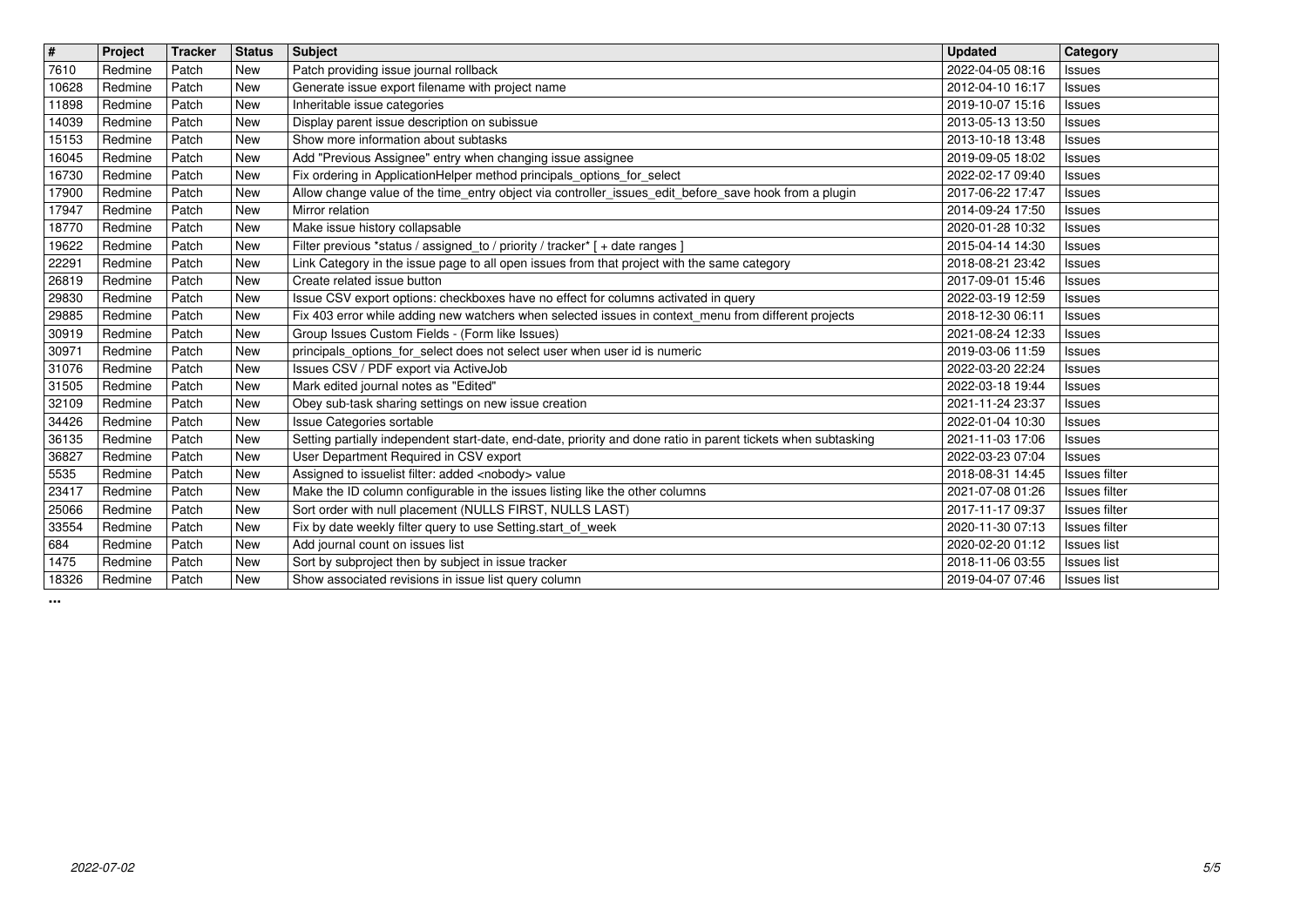| # | Project | Tracker | Status | Subject | Updated | Category |
|---|---|---|---|---|---|---|
| 7610 | Redmine | Patch | New | Patch providing issue journal rollback | 2022-04-05 08:16 | Issues |
| 10628 | Redmine | Patch | New | Generate issue export filename with project name | 2012-04-10 16:17 | Issues |
| 11898 | Redmine | Patch | New | Inheritable issue categories | 2019-10-07 15:16 | Issues |
| 14039 | Redmine | Patch | New | Display parent issue description on subissue | 2013-05-13 13:50 | Issues |
| 15153 | Redmine | Patch | New | Show more information about subtasks | 2013-10-18 13:48 | Issues |
| 16045 | Redmine | Patch | New | Add "Previous Assignee" entry when changing issue assignee | 2019-09-05 18:02 | Issues |
| 16730 | Redmine | Patch | New | Fix ordering in ApplicationHelper method principals_options_for_select | 2022-02-17 09:40 | Issues |
| 17900 | Redmine | Patch | New | Allow change value of the time_entry object via controller_issues_edit_before_save hook from a plugin | 2017-06-22 17:47 | Issues |
| 17947 | Redmine | Patch | New | Mirror relation | 2014-09-24 17:50 | Issues |
| 18770 | Redmine | Patch | New | Make issue history collapsable | 2020-01-28 10:32 | Issues |
| 19622 | Redmine | Patch | New | Filter previous *status / assigned_to / priority / tracker* [ + date ranges ] | 2015-04-14 14:30 | Issues |
| 22291 | Redmine | Patch | New | Link Category in the issue page to all open issues from that project with the same category | 2018-08-21 23:42 | Issues |
| 26819 | Redmine | Patch | New | Create related issue button | 2017-09-01 15:46 | Issues |
| 29830 | Redmine | Patch | New | Issue CSV export options: checkboxes have no effect for columns activated in query | 2022-03-19 12:59 | Issues |
| 29885 | Redmine | Patch | New | Fix 403 error while adding new watchers when selected issues in context_menu from different projects | 2018-12-30 06:11 | Issues |
| 30919 | Redmine | Patch | New | Group Issues Custom Fields - (Form like Issues) | 2021-08-24 12:33 | Issues |
| 30971 | Redmine | Patch | New | principals_options_for_select does not select user when user id is numeric | 2019-03-06 11:59 | Issues |
| 31076 | Redmine | Patch | New | Issues CSV / PDF export via ActiveJob | 2022-03-20 22:24 | Issues |
| 31505 | Redmine | Patch | New | Mark edited journal notes as "Edited" | 2022-03-18 19:44 | Issues |
| 32109 | Redmine | Patch | New | Obey sub-task sharing settings on new issue creation | 2021-11-24 23:37 | Issues |
| 34426 | Redmine | Patch | New | Issue Categories sortable | 2022-01-04 10:30 | Issues |
| 36135 | Redmine | Patch | New | Setting partially independent start-date, end-date, priority and done ratio in parent tickets when subtasking | 2021-11-03 17:06 | Issues |
| 36827 | Redmine | Patch | New | User Department Required in CSV export | 2022-03-23 07:04 | Issues |
| 5535 | Redmine | Patch | New | Assigned to issuelist filter: added <nobody> value | 2018-08-31 14:45 | Issues filter |
| 23417 | Redmine | Patch | New | Make the ID column configurable in the issues listing like the other columns | 2021-07-08 01:26 | Issues filter |
| 25066 | Redmine | Patch | New | Sort order with null placement (NULLS FIRST, NULLS LAST) | 2017-11-17 09:37 | Issues filter |
| 33554 | Redmine | Patch | New | Fix by date weekly filter query to use Setting.start_of_week | 2020-11-30 07:13 | Issues filter |
| 684 | Redmine | Patch | New | Add journal count on issues list | 2020-02-20 01:12 | Issues list |
| 1475 | Redmine | Patch | New | Sort by subproject then by subject in issue tracker | 2018-11-06 03:55 | Issues list |
| 18326 | Redmine | Patch | New | Show associated revisions in issue list query column | 2019-04-07 07:46 | Issues list |

...